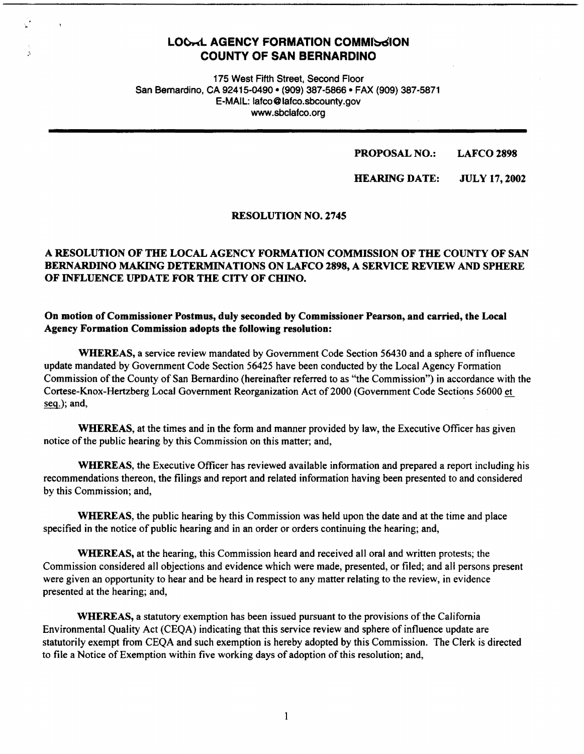# LOCAL AGENCY FORMATION COMMISSION
# COUNTY OF SAN BERNARDINO

175 West Fifth Street, Second Floor
San Bernardino, CA 92415-0490 • (909) 387-5866 • FAX (909) 387-5871
E-MAIL: lafco@lafco.sbcounty.gov
www.sbclafco.org

**PROPOSAL NO.: LAFCO 2898**

**HEARING DATE: JULY 17, 2002**

## RESOLUTION NO. 2745

**A RESOLUTION OF THE LOCAL AGENCY FORMATION COMMISSION OF THE COUNTY OF SAN BERNARDINO MAKING DETERMINATIONS ON LAFCO 2898, A SERVICE REVIEW AND SPHERE OF INFLUENCE UPDATE FOR THE CITY OF CHINO.**

**On motion of Commissioner Postmus, duly seconded by Commissioner Pearson, and carried, the Local Agency Formation Commission adopts the following resolution:**

**WHEREAS,** a service review mandated by Government Code Section 56430 and a sphere of influence update mandated by Government Code Section 56425 have been conducted by the Local Agency Formation Commission of the County of San Bernardino (hereinafter referred to as "the Commission") in accordance with the Cortese-Knox-Hertzberg Local Government Reorganization Act of 2000 (Government Code Sections 56000 et seq.); and,

**WHEREAS,** at the times and in the form and manner provided by law, the Executive Officer has given notice of the public hearing by this Commission on this matter; and,

**WHEREAS,** the Executive Officer has reviewed available information and prepared a report including his recommendations thereon, the filings and report and related information having been presented to and considered by this Commission; and,

**WHEREAS,** the public hearing by this Commission was held upon the date and at the time and place specified in the notice of public hearing and in an order or orders continuing the hearing; and,

**WHEREAS,** at the hearing, this Commission heard and received all oral and written protests; the Commission considered all objections and evidence which were made, presented, or filed; and all persons present were given an opportunity to hear and be heard in respect to any matter relating to the review, in evidence presented at the hearing; and,

**WHEREAS,** a statutory exemption has been issued pursuant to the provisions of the California Environmental Quality Act (CEQA) indicating that this service review and sphere of influence update are statutorily exempt from CEQA and such exemption is hereby adopted by this Commission. The Clerk is directed to file a Notice of Exemption within five working days of adoption of this resolution; and,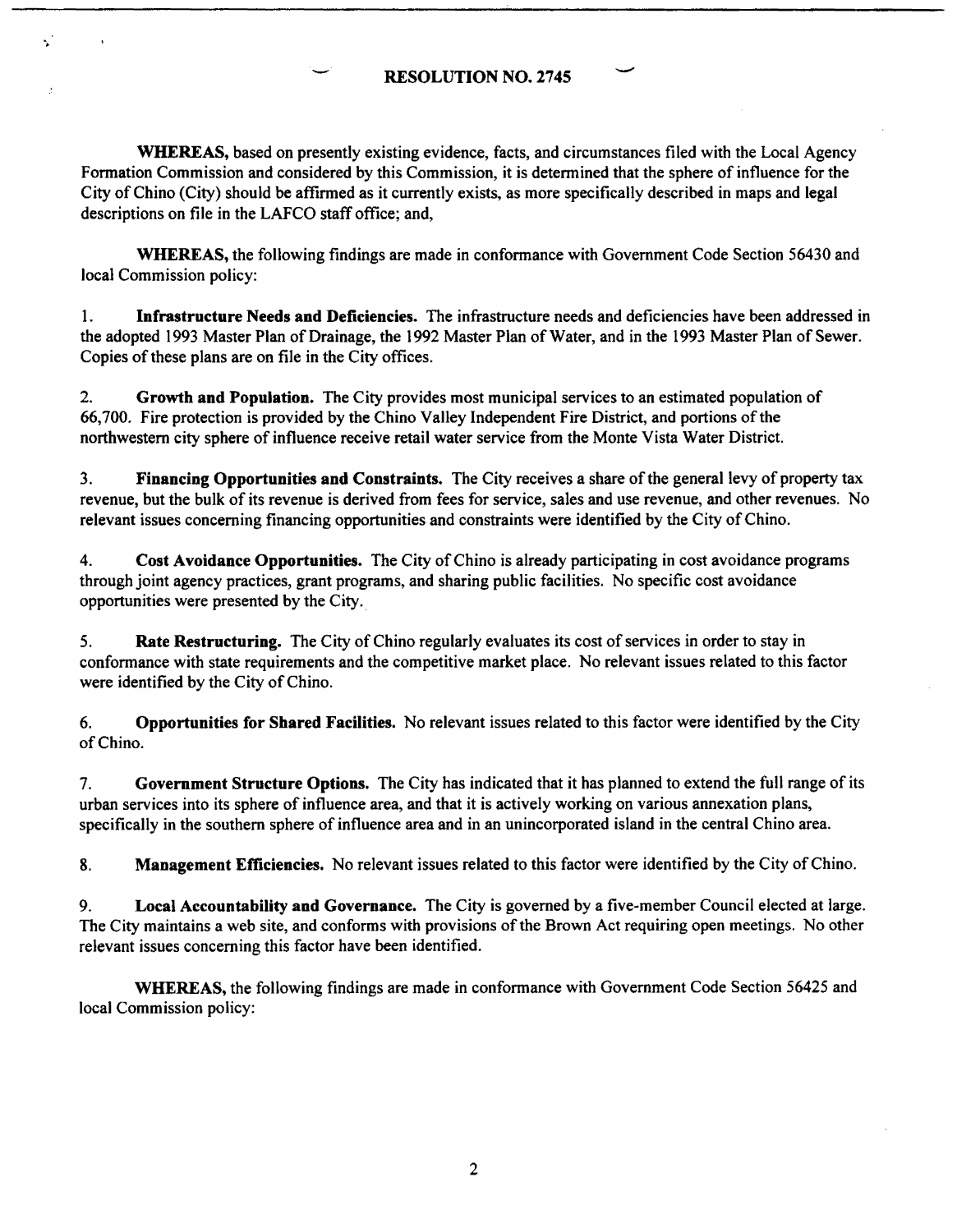## RESOLUTION NO. 2745

**WHEREAS,** based on presently existing evidence, facts, and circumstances filed with the Local Agency Formation Commission and considered by this Commission, it is determined that the sphere of influence for the City of Chino (City) should be affirmed as it currently exists, as more specifically described in maps and legal descriptions on file in the LAFCO staff office; and,

**WHEREAS,** the following findings are made in conformance with Government Code Section 56430 and local Commission policy:

1. **Infrastructure Needs and Deficiencies.** The infrastructure needs and deficiencies have been addressed in the adopted 1993 Master Plan of Drainage, the 1992 Master Plan of Water, and in the 1993 Master Plan of Sewer. Copies of these plans are on file in the City offices.

2. **Growth and Population.** The City provides most municipal services to an estimated population of 66,700. Fire protection is provided by the Chino Valley Independent Fire District, and portions of the northwestern city sphere of influence receive retail water service from the Monte Vista Water District.

3. **Financing Opportunities and Constraints.** The City receives a share of the general levy of property tax revenue, but the bulk of its revenue is derived from fees for service, sales and use revenue, and other revenues. No relevant issues concerning financing opportunities and constraints were identified by the City of Chino.

4. **Cost Avoidance Opportunities.** The City of Chino is already participating in cost avoidance programs through joint agency practices, grant programs, and sharing public facilities. No specific cost avoidance opportunities were presented by the City.

5. **Rate Restructuring.** The City of Chino regularly evaluates its cost of services in order to stay in conformance with state requirements and the competitive market place. No relevant issues related to this factor were identified by the City of Chino.

6. **Opportunities for Shared Facilities.** No relevant issues related to this factor were identified by the City of Chino.

7. **Government Structure Options.** The City has indicated that it has planned to extend the full range of its urban services into its sphere of influence area, and that it is actively working on various annexation plans, specifically in the southern sphere of influence area and in an unincorporated island in the central Chino area.

8. **Management Efficiencies.** No relevant issues related to this factor were identified by the City of Chino.

9. **Local Accountability and Governance.** The City is governed by a five-member Council elected at large. The City maintains a web site, and conforms with provisions of the Brown Act requiring open meetings. No other relevant issues concerning this factor have been identified.

**WHEREAS,** the following findings are made in conformance with Government Code Section 56425 and local Commission policy: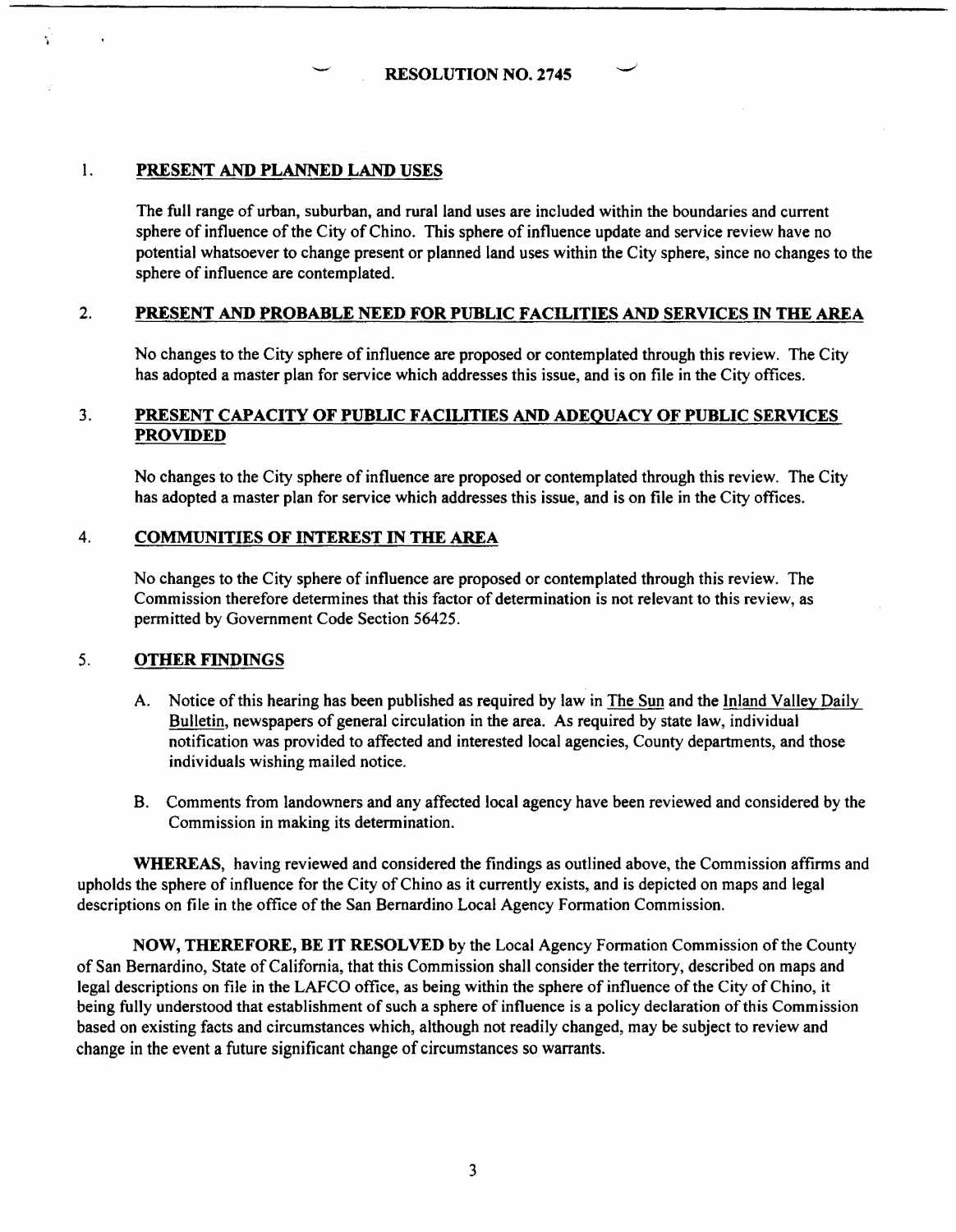RESOLUTION NO. 2745

1. **PRESENT AND PLANNED LAND USES**

   The full range of urban, suburban, and rural land uses are included within the boundaries and current sphere of influence of the City of Chino. This sphere of influence update and service review have no potential whatsoever to change present or planned land uses within the City sphere, since no changes to the sphere of influence are contemplated.

2. **PRESENT AND PROBABLE NEED FOR PUBLIC FACILITIES AND SERVICES IN THE AREA**

   No changes to the City sphere of influence are proposed or contemplated through this review. The City has adopted a master plan for service which addresses this issue, and is on file in the City offices.

3. **PRESENT CAPACITY OF PUBLIC FACILITIES AND ADEQUACY OF PUBLIC SERVICES PROVIDED**

   No changes to the City sphere of influence are proposed or contemplated through this review. The City has adopted a master plan for service which addresses this issue, and is on file in the City offices.

4. **COMMUNITIES OF INTEREST IN THE AREA**

   No changes to the City sphere of influence are proposed or contemplated through this review. The Commission therefore determines that this factor of determination is not relevant to this review, as permitted by Government Code Section 56425.

5. **OTHER FINDINGS**

   A. Notice of this hearing has been published as required by law in The Sun and the Inland Valley Daily Bulletin, newspapers of general circulation in the area. As required by state law, individual notification was provided to affected and interested local agencies, County departments, and those individuals wishing mailed notice.

   B. Comments from landowners and any affected local agency have been reviewed and considered by the Commission in making its determination.

**WHEREAS**, having reviewed and considered the findings as outlined above, the Commission affirms and upholds the sphere of influence for the City of Chino as it currently exists, and is depicted on maps and legal descriptions on file in the office of the San Bernardino Local Agency Formation Commission.

**NOW, THEREFORE, BE IT RESOLVED** by the Local Agency Formation Commission of the County of San Bernardino, State of California, that this Commission shall consider the territory, described on maps and legal descriptions on file in the LAFCO office, as being within the sphere of influence of the City of Chino, it being fully understood that establishment of such a sphere of influence is a policy declaration of this Commission based on existing facts and circumstances which, although not readily changed, may be subject to review and change in the event a future significant change of circumstances so warrants.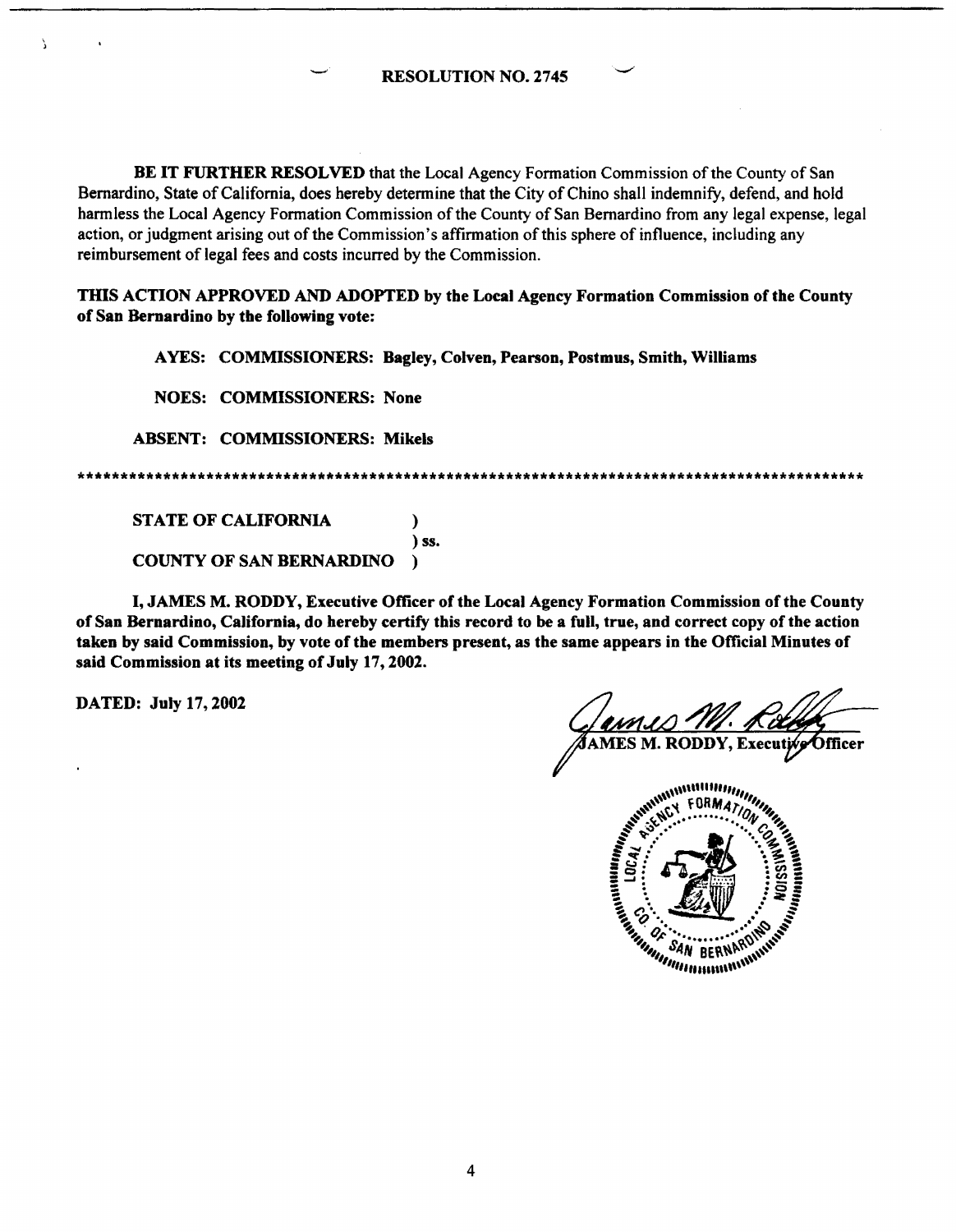RESOLUTION NO. 2745

**BE IT FURTHER RESOLVED** that the Local Agency Formation Commission of the County of San Bernardino, State of California, does hereby determine that the City of Chino shall indemnify, defend, and hold harmless the Local Agency Formation Commission of the County of San Bernardino from any legal expense, legal action, or judgment arising out of the Commission's affirmation of this sphere of influence, including any reimbursement of legal fees and costs incurred by the Commission.

**THIS ACTION APPROVED AND ADOPTED by the Local Agency Formation Commission of the County of San Bernardino by the following vote:**

**AYES: COMMISSIONERS: Bagley, Colven, Pearson, Postmus, Smith, Williams**

**NOES: COMMISSIONERS: None**

**ABSENT: COMMISSIONERS: Mikels**

****************************************************************************************************

**STATE OF CALIFORNIA )**
**) ss.**
**COUNTY OF SAN BERNARDINO )**

**I, JAMES M. RODDY, Executive Officer of the Local Agency Formation Commission of the County of San Bernardino, California, do hereby certify this record to be a full, true, and correct copy of the action taken by said Commission, by vote of the members present, as the same appears in the Official Minutes of said Commission at its meeting of July 17, 2002.**

**DATED: July 17, 2002**

**JAMES M. RODDY, Executive Officer**

LOCAL AGENCY FORMATION COMMISSION CO. OF SAN BERNARDINO